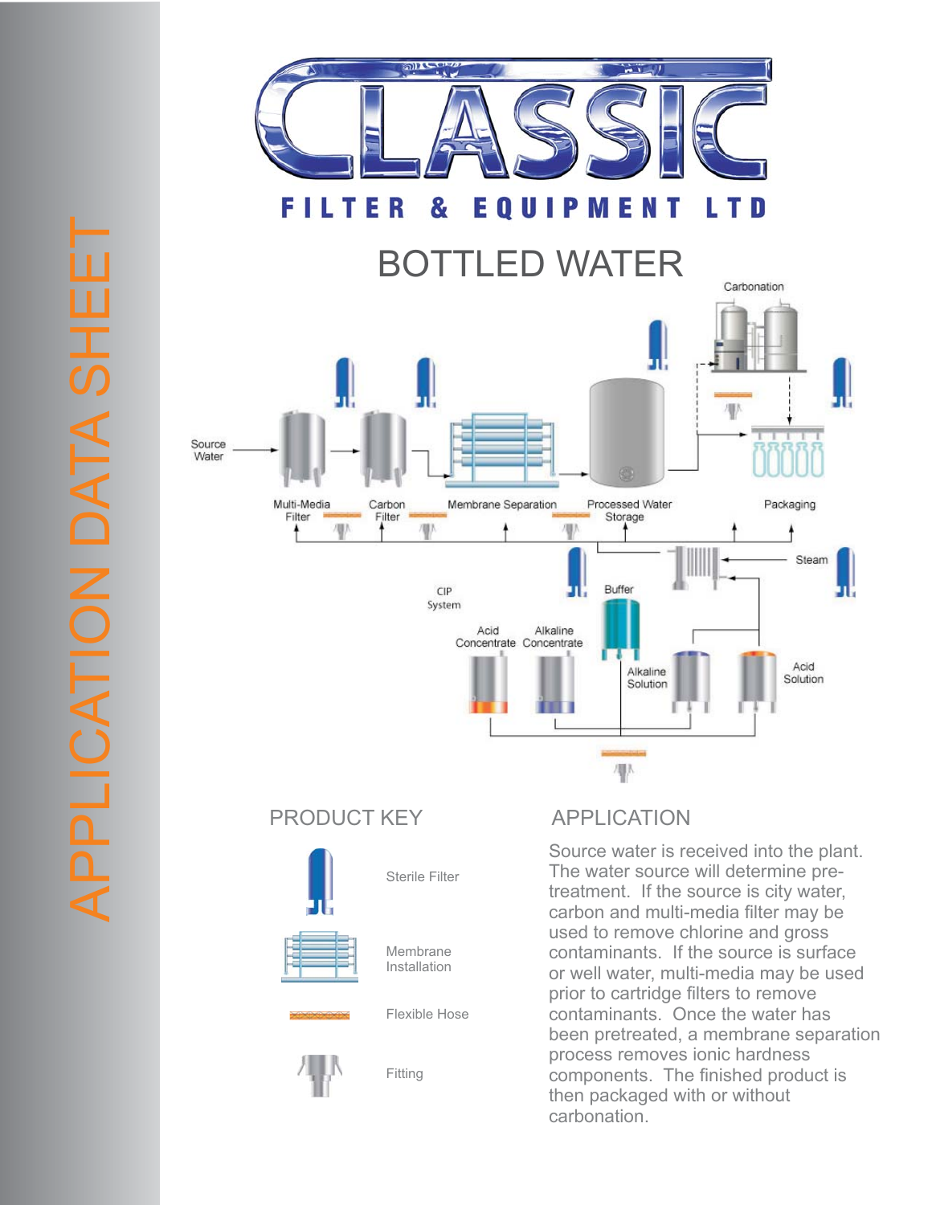# CLASSIC FILTER & EQUIPMENT LTD

APPLICATION DATA SHEET

## BOTTLED WATER

Source Water

Multi-Media Filter

Carbon Filter

Membrane Separation

Processed Water Storage

Carbonation

Packaging

Steam

CIP System

Buffer

Acid Concentrate

Alkaline Concentrate

Alkaline Solution

Acid Solution

## PRODUCT KEY

- Sterile Filter
- Membrane Installation
- Flexible Hose
- Fitting

## APPLICATION

Source water is received into the plant. The water source will determine pre-treatment. If the source is city water, carbon and multi-media filter may be used to remove chlorine and gross contaminants. If the source is surface or well water, multi-media may be used prior to cartridge filters to remove contaminants. Once the water has been pretreated, a membrane separation process removes ionic hardness components. The finished product is then packaged with or without carbonation.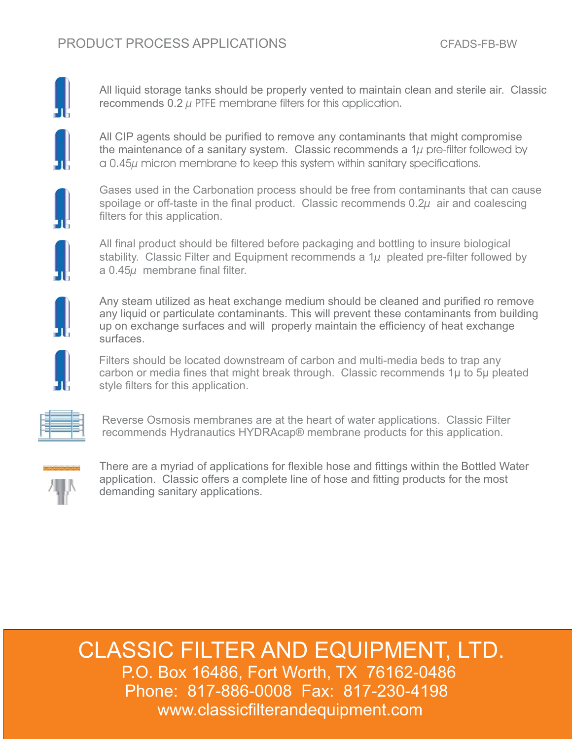## PRODUCT PROCESS APPLICATIONS

CFADS-FB-BW

All liquid storage tanks should be properly vented to maintain clean and sterile air. Classic recommends 0.2 µ PTFE membrane filters for this application.

All CIP agents should be purified to remove any contaminants that might compromise the maintenance of a sanitary system. Classic recommends a 1µ pre-filter followed by a 0.45µ micron membrane to keep this system within sanitary specifications.

Gases used in the Carbonation process should be free from contaminants that can cause spoilage or off-taste in the final product. Classic recommends 0.2µ air and coalescing filters for this application.

All final product should be filtered before packaging and bottling to insure biological stability. Classic Filter and Equipment recommends a 1µ pleated pre-filter followed by a 0.45µ membrane final filter.

Any steam utilized as heat exchange medium should be cleaned and purified ro remove any liquid or particulate contaminants. This will prevent these contaminants from building up on exchange surfaces and will properly maintain the efficiency of heat exchange surfaces.

Filters should be located downstream of carbon and multi-media beds to trap any carbon or media fines that might break through. Classic recommends 1µ to 5µ pleated style filters for this application.

Reverse Osmosis membranes are at the heart of water applications. Classic Filter recommends Hydranautics HYDRAcap® membrane products for this application.

There are a myriad of applications for flexible hose and fittings within the Bottled Water application. Classic offers a complete line of hose and fitting products for the most demanding sanitary applications.

# CLASSIC FILTER AND EQUIPMENT, LTD.

P.O. Box 16486, Fort Worth, TX 76162-0486
Phone: 817-886-0008 Fax: 817-230-4198
www.classicfilterandequipment.com